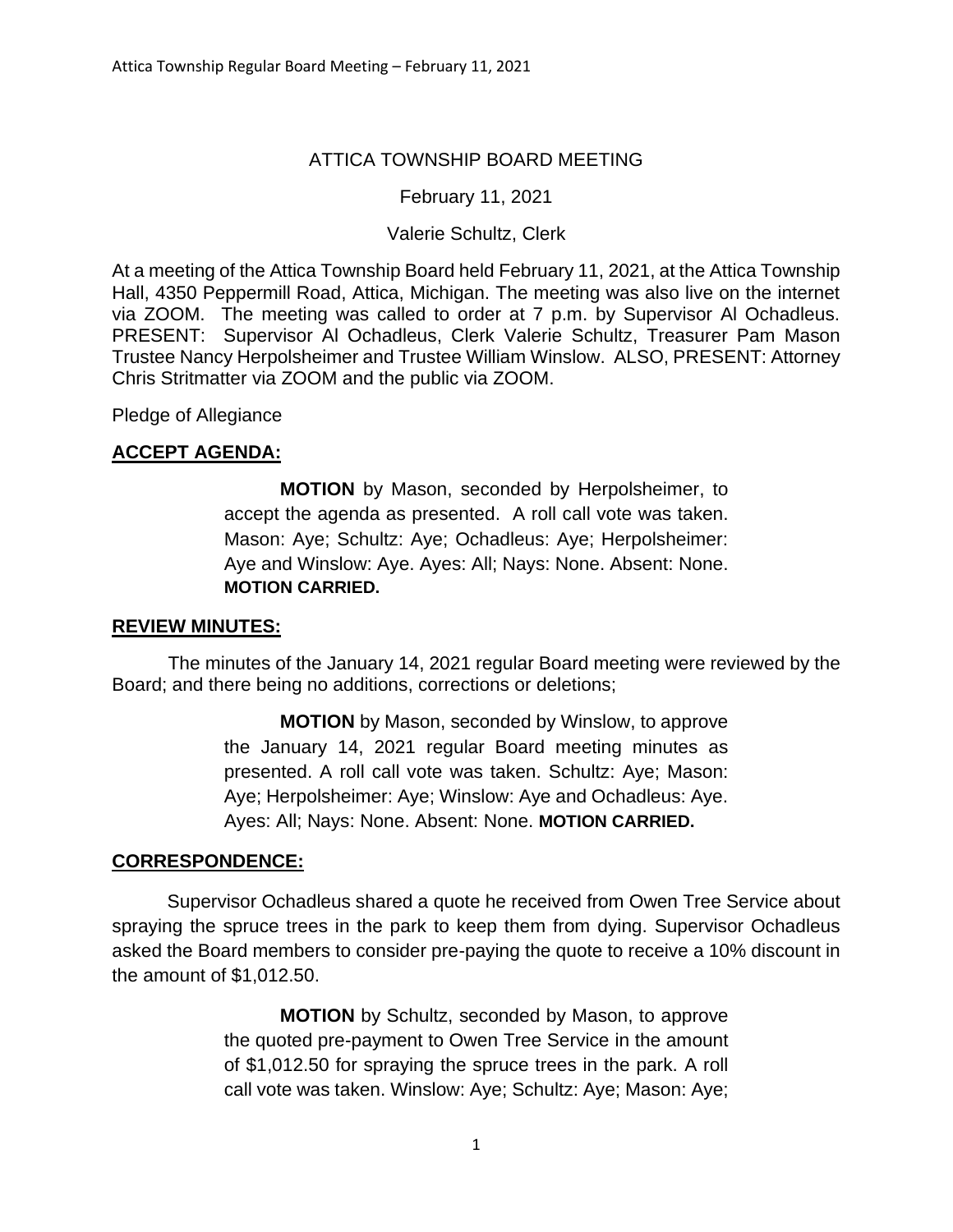# ATTICA TOWNSHIP BOARD MEETING

February 11, 2021

Valerie Schultz, Clerk

At a meeting of the Attica Township Board held February 11, 2021, at the Attica Township Hall, 4350 Peppermill Road, Attica, Michigan. The meeting was also live on the internet via ZOOM. The meeting was called to order at 7 p.m. by Supervisor Al Ochadleus. PRESENT: Supervisor Al Ochadleus, Clerk Valerie Schultz, Treasurer Pam Mason Trustee Nancy Herpolsheimer and Trustee William Winslow. ALSO, PRESENT: Attorney Chris Stritmatter via ZOOM and the public via ZOOM.

Pledge of Allegiance

## ACCEPT AGENDA:

> **MOTION** by Mason, seconded by Herpolsheimer, to accept the agenda as presented. A roll call vote was taken. Mason: Aye; Schultz: Aye; Ochadleus: Aye; Herpolsheimer: Aye and Winslow: Aye. Ayes: All; Nays: None. Absent: None. **MOTION CARRIED.**

## REVIEW MINUTES:

The minutes of the January 14, 2021 regular Board meeting were reviewed by the Board; and there being no additions, corrections or deletions;

> **MOTION** by Mason, seconded by Winslow, to approve the January 14, 2021 regular Board meeting minutes as presented. A roll call vote was taken. Schultz: Aye; Mason: Aye; Herpolsheimer: Aye; Winslow: Aye and Ochadleus: Aye. Ayes: All; Nays: None. Absent: None. **MOTION CARRIED.**

## CORRESPONDENCE:

Supervisor Ochadleus shared a quote he received from Owen Tree Service about spraying the spruce trees in the park to keep them from dying. Supervisor Ochadleus asked the Board members to consider pre-paying the quote to receive a 10% discount in the amount of $1,012.50.

> **MOTION** by Schultz, seconded by Mason, to approve the quoted pre-payment to Owen Tree Service in the amount of $1,012.50 for spraying the spruce trees in the park. A roll call vote was taken. Winslow: Aye; Schultz: Aye; Mason: Aye;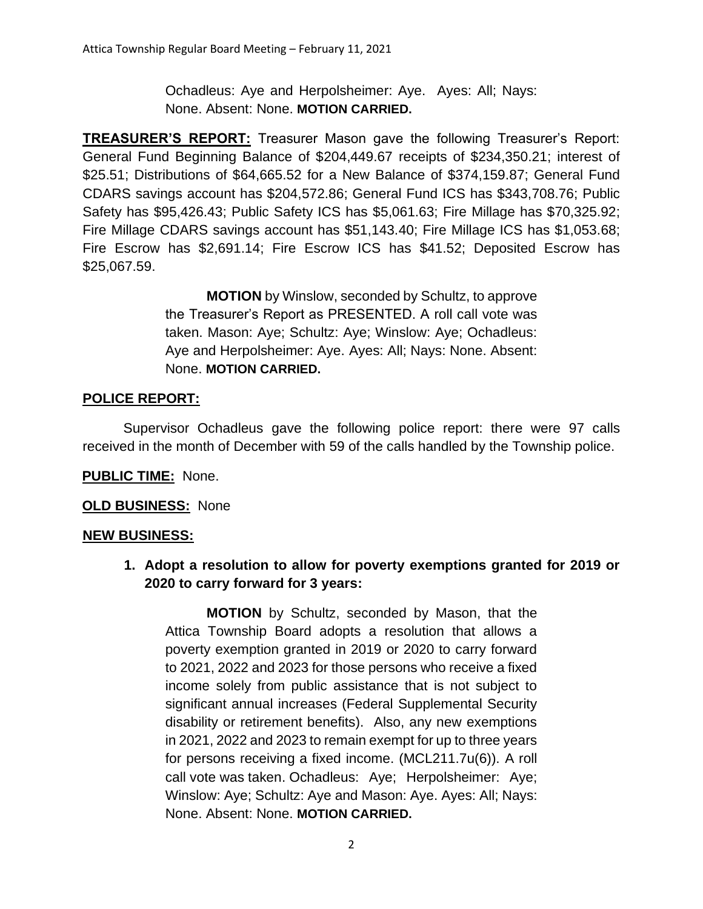Ochadleus: Aye and Herpolsheimer: Aye. Ayes: All; Nays: None. Absent: None. **MOTION CARRIED.**

**TREASURER'S REPORT:** Treasurer Mason gave the following Treasurer's Report: General Fund Beginning Balance of $204,449.67 receipts of $234,350.21; interest of $25.51; Distributions of $64,665.52 for a New Balance of $374,159.87; General Fund CDARS savings account has $204,572.86; General Fund ICS has $343,708.76; Public Safety has $95,426.43; Public Safety ICS has $5,061.63; Fire Millage has $70,325.92; Fire Millage CDARS savings account has $51,143.40; Fire Millage ICS has $1,053.68; Fire Escrow has $2,691.14; Fire Escrow ICS has $41.52; Deposited Escrow has $25,067.59.

**MOTION** by Winslow, seconded by Schultz, to approve the Treasurer's Report as PRESENTED. A roll call vote was taken. Mason: Aye; Schultz: Aye; Winslow: Aye; Ochadleus: Aye and Herpolsheimer: Aye. Ayes: All; Nays: None. Absent: None. **MOTION CARRIED.**

**POLICE REPORT:**

Supervisor Ochadleus gave the following police report: there were 97 calls received in the month of December with 59 of the calls handled by the Township police.

**PUBLIC TIME:** None.

**OLD BUSINESS:** None

**NEW BUSINESS:**

1. **Adopt a resolution to allow for poverty exemptions granted for 2019 or 2020 to carry forward for 3 years:**

   **MOTION** by Schultz, seconded by Mason, that the Attica Township Board adopts a resolution that allows a poverty exemption granted in 2019 or 2020 to carry forward to 2021, 2022 and 2023 for those persons who receive a fixed income solely from public assistance that is not subject to significant annual increases (Federal Supplemental Security disability or retirement benefits). Also, any new exemptions in 2021, 2022 and 2023 to remain exempt for up to three years for persons receiving a fixed income. (MCL211.7u(6)). A roll call vote was taken. Ochadleus: Aye; Herpolsheimer: Aye; Winslow: Aye; Schultz: Aye and Mason: Aye. Ayes: All; Nays: None. Absent: None. **MOTION CARRIED.**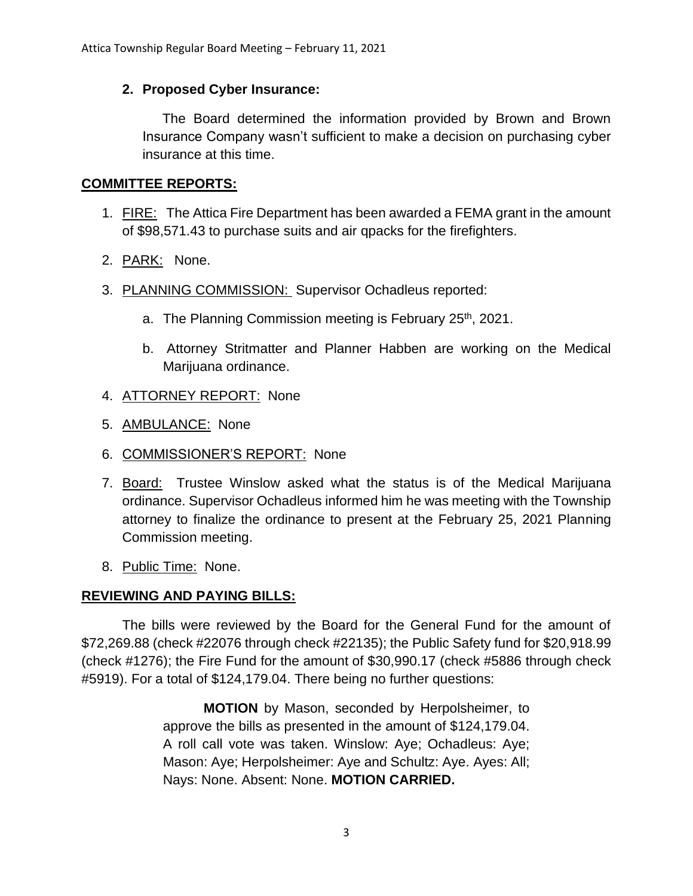## 2. Proposed Cyber Insurance:

The Board determined the information provided by Brown and Brown Insurance Company wasn't sufficient to make a decision on purchasing cyber insurance at this time.

## COMMITTEE REPORTS:

1. FIRE: The Attica Fire Department has been awarded a FEMA grant in the amount of $98,571.43 to purchase suits and air qpacks for the firefighters.
2. PARK: None.
3. PLANNING COMMISSION: Supervisor Ochadleus reported:
   a. The Planning Commission meeting is February 25th, 2021.
   b. Attorney Stritmatter and Planner Habben are working on the Medical Marijuana ordinance.
4. ATTORNEY REPORT: None
5. AMBULANCE: None
6. COMMISSIONER'S REPORT: None
7. Board: Trustee Winslow asked what the status is of the Medical Marijuana ordinance. Supervisor Ochadleus informed him he was meeting with the Township attorney to finalize the ordinance to present at the February 25, 2021 Planning Commission meeting.
8. Public Time: None.

## REVIEWING AND PAYING BILLS:

The bills were reviewed by the Board for the General Fund for the amount of $72,269.88 (check #22076 through check #22135); the Public Safety fund for $20,918.99 (check #1276); the Fire Fund for the amount of $30,990.17 (check #5886 through check #5919). For a total of $124,179.04. There being no further questions:

> **MOTION** by Mason, seconded by Herpolsheimer, to approve the bills as presented in the amount of $124,179.04. A roll call vote was taken. Winslow: Aye; Ochadleus: Aye; Mason: Aye; Herpolsheimer: Aye and Schultz: Aye. Ayes: All; Nays: None. Absent: None. **MOTION CARRIED.**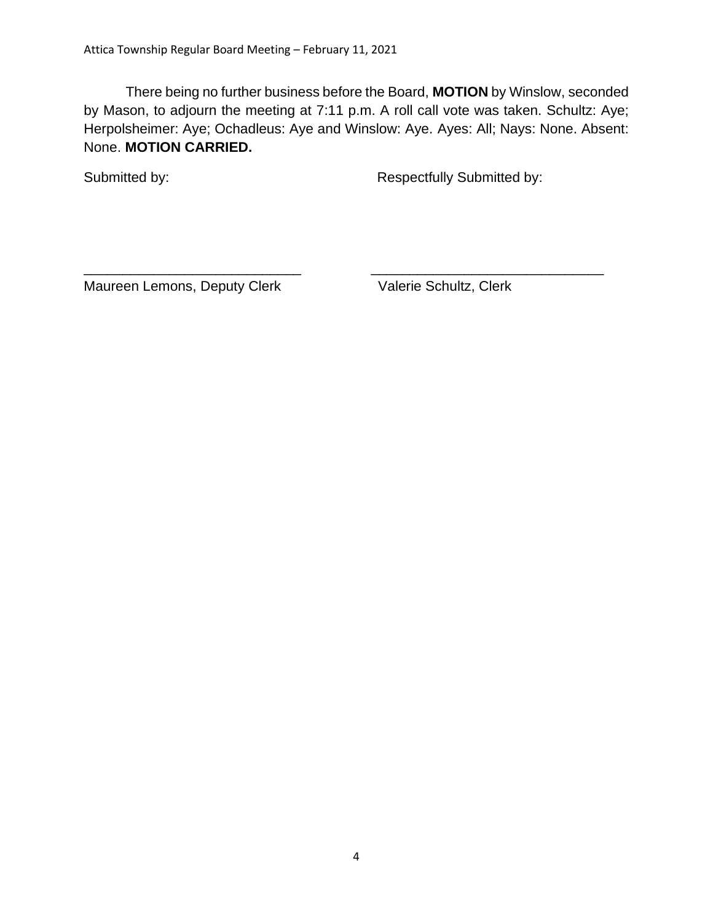There being no further business before the Board, **MOTION** by Winslow, seconded by Mason, to adjourn the meeting at 7:11 p.m. A roll call vote was taken. Schultz: Aye; Herpolsheimer: Aye; Ochadleus: Aye and Winslow: Aye. Ayes: All; Nays: None. Absent: None. **MOTION CARRIED.**

Submitted by: Respectfully Submitted by:

\_\_\_\_\_\_\_\_\_\_\_\_\_\_\_\_\_\_\_\_\_\_\_\_\_\_\_\_ \_\_\_\_\_\_\_\_\_\_\_\_\_\_\_\_\_\_\_\_\_\_\_\_\_\_\_\_\_\_

Maureen Lemons, Deputy Clerk Valerie Schultz, Clerk